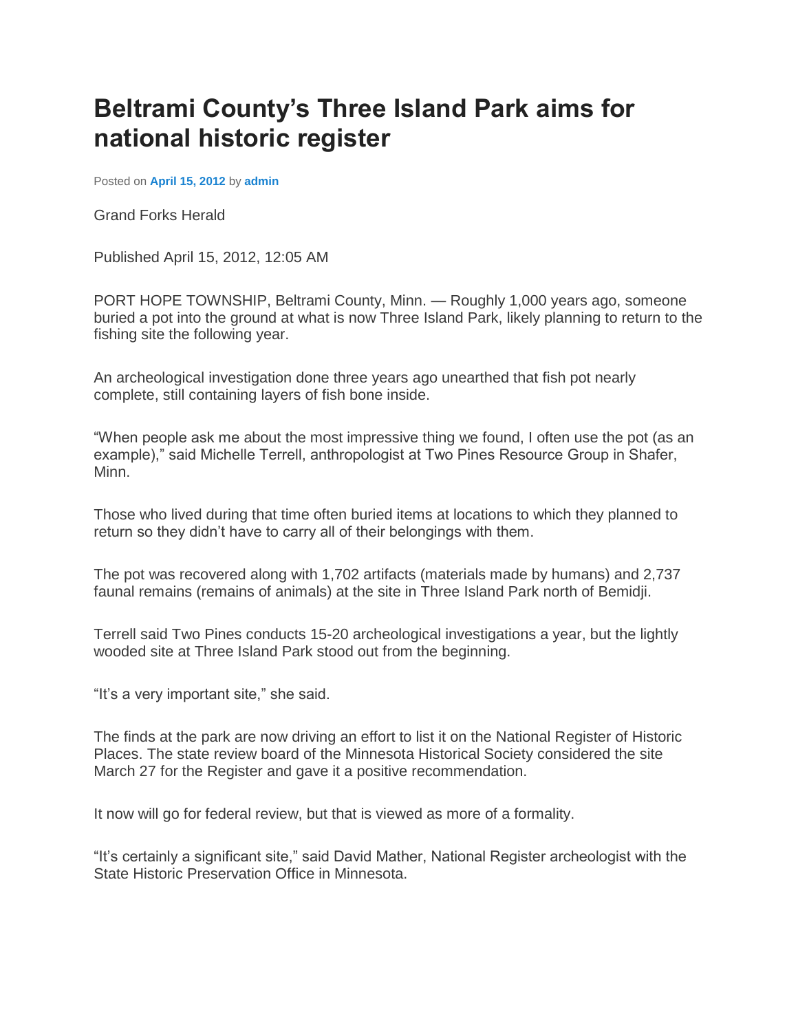# Beltrami County's Three Island Park aims for national historic register

Posted on **April 15, 2012** by **admin**

Grand Forks Herald

Published April 15, 2012, 12:05 AM

PORT HOPE TOWNSHIP, Beltrami County, Minn. — Roughly 1,000 years ago, someone buried a pot into the ground at what is now Three Island Park, likely planning to return to the fishing site the following year.

An archeological investigation done three years ago unearthed that fish pot nearly complete, still containing layers of fish bone inside.

"When people ask me about the most impressive thing we found, I often use the pot (as an example)," said Michelle Terrell, anthropologist at Two Pines Resource Group in Shafer, Minn.

Those who lived during that time often buried items at locations to which they planned to return so they didn't have to carry all of their belongings with them.

The pot was recovered along with 1,702 artifacts (materials made by humans) and 2,737 faunal remains (remains of animals) at the site in Three Island Park north of Bemidji.

Terrell said Two Pines conducts 15-20 archeological investigations a year, but the lightly wooded site at Three Island Park stood out from the beginning.

"It's a very important site," she said.

The finds at the park are now driving an effort to list it on the National Register of Historic Places. The state review board of the Minnesota Historical Society considered the site March 27 for the Register and gave it a positive recommendation.

It now will go for federal review, but that is viewed as more of a formality.

"It's certainly a significant site," said David Mather, National Register archeologist with the State Historic Preservation Office in Minnesota.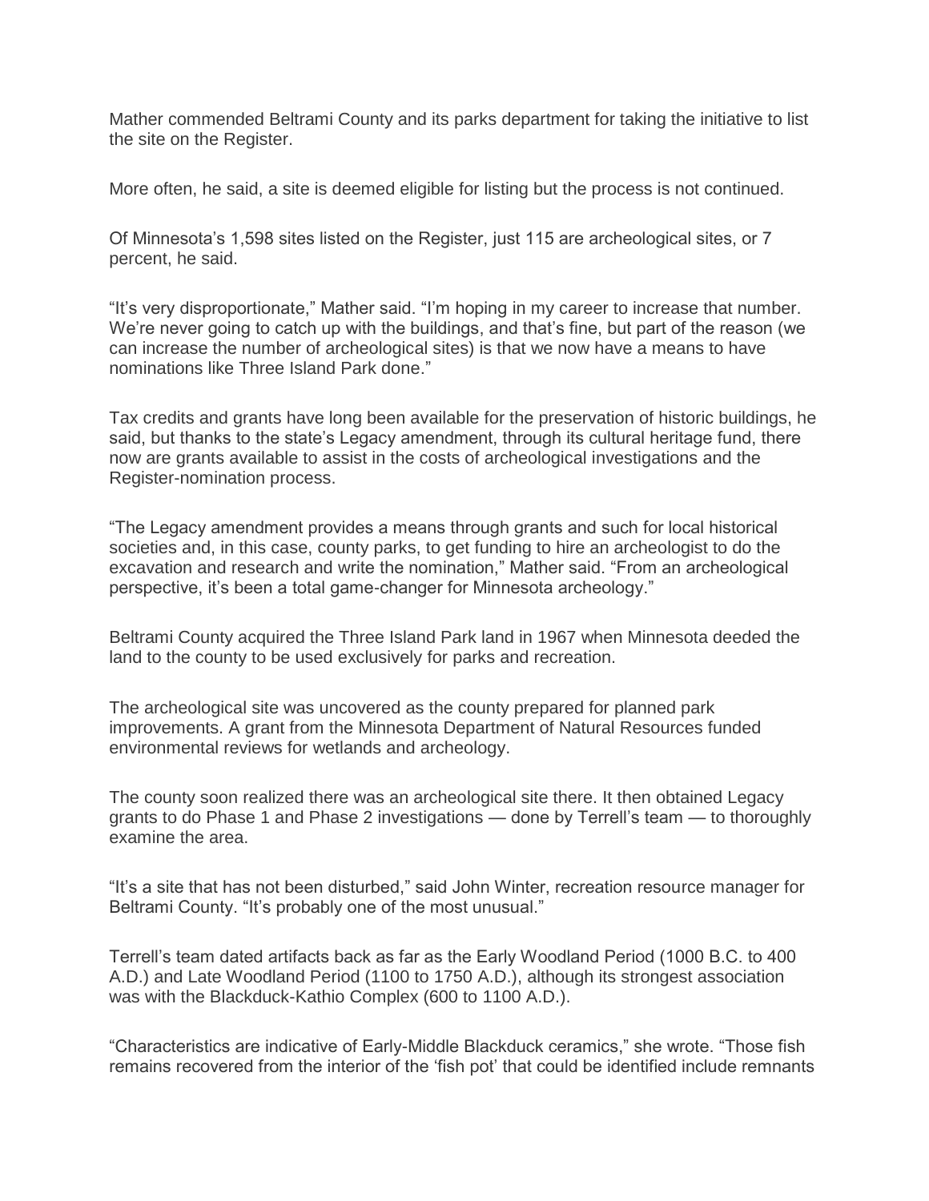Mather commended Beltrami County and its parks department for taking the initiative to list the site on the Register.

More often, he said, a site is deemed eligible for listing but the process is not continued.

Of Minnesota's 1,598 sites listed on the Register, just 115 are archeological sites, or 7 percent, he said.

"It's very disproportionate," Mather said. "I'm hoping in my career to increase that number. We're never going to catch up with the buildings, and that's fine, but part of the reason (we can increase the number of archeological sites) is that we now have a means to have nominations like Three Island Park done."

Tax credits and grants have long been available for the preservation of historic buildings, he said, but thanks to the state's Legacy amendment, through its cultural heritage fund, there now are grants available to assist in the costs of archeological investigations and the Register-nomination process.

"The Legacy amendment provides a means through grants and such for local historical societies and, in this case, county parks, to get funding to hire an archeologist to do the excavation and research and write the nomination," Mather said. "From an archeological perspective, it's been a total game-changer for Minnesota archeology."

Beltrami County acquired the Three Island Park land in 1967 when Minnesota deeded the land to the county to be used exclusively for parks and recreation.

The archeological site was uncovered as the county prepared for planned park improvements. A grant from the Minnesota Department of Natural Resources funded environmental reviews for wetlands and archeology.

The county soon realized there was an archeological site there. It then obtained Legacy grants to do Phase 1 and Phase 2 investigations — done by Terrell's team — to thoroughly examine the area.

"It's a site that has not been disturbed," said John Winter, recreation resource manager for Beltrami County. "It's probably one of the most unusual."

Terrell's team dated artifacts back as far as the Early Woodland Period (1000 B.C. to 400 A.D.) and Late Woodland Period (1100 to 1750 A.D.), although its strongest association was with the Blackduck-Kathio Complex (600 to 1100 A.D.).

"Characteristics are indicative of Early-Middle Blackduck ceramics," she wrote. "Those fish remains recovered from the interior of the 'fish pot' that could be identified include remnants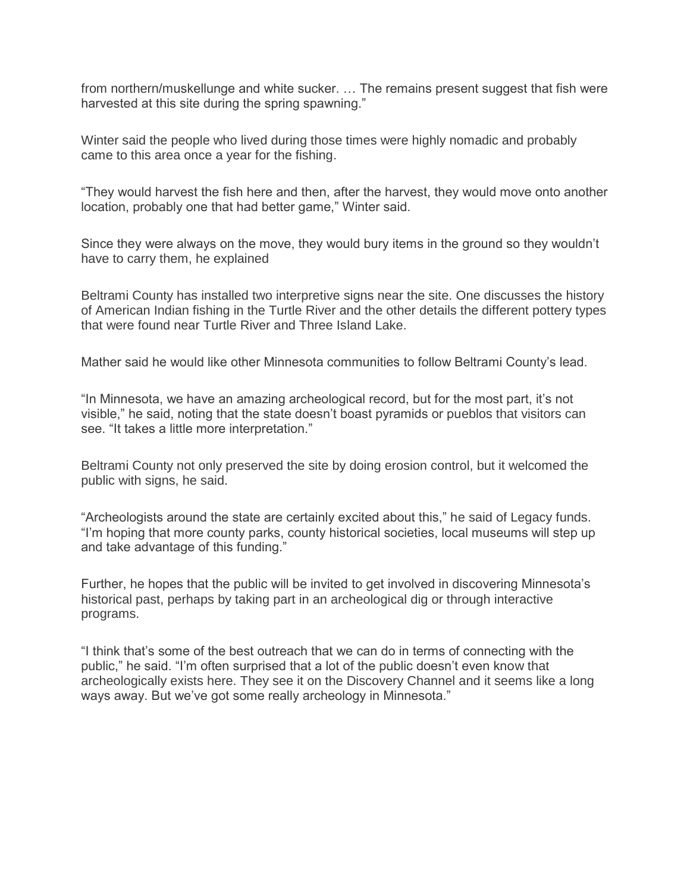from northern/muskellunge and white sucker. … The remains present suggest that fish were harvested at this site during the spring spawning."

Winter said the people who lived during those times were highly nomadic and probably came to this area once a year for the fishing.

"They would harvest the fish here and then, after the harvest, they would move onto another location, probably one that had better game," Winter said.

Since they were always on the move, they would bury items in the ground so they wouldn't have to carry them, he explained

Beltrami County has installed two interpretive signs near the site. One discusses the history of American Indian fishing in the Turtle River and the other details the different pottery types that were found near Turtle River and Three Island Lake.

Mather said he would like other Minnesota communities to follow Beltrami County's lead.

"In Minnesota, we have an amazing archeological record, but for the most part, it's not visible," he said, noting that the state doesn't boast pyramids or pueblos that visitors can see. "It takes a little more interpretation."

Beltrami County not only preserved the site by doing erosion control, but it welcomed the public with signs, he said.

"Archeologists around the state are certainly excited about this," he said of Legacy funds. "I'm hoping that more county parks, county historical societies, local museums will step up and take advantage of this funding."

Further, he hopes that the public will be invited to get involved in discovering Minnesota's historical past, perhaps by taking part in an archeological dig or through interactive programs.

"I think that's some of the best outreach that we can do in terms of connecting with the public," he said. "I'm often surprised that a lot of the public doesn't even know that archeologically exists here. They see it on the Discovery Channel and it seems like a long ways away. But we've got some really archeology in Minnesota."